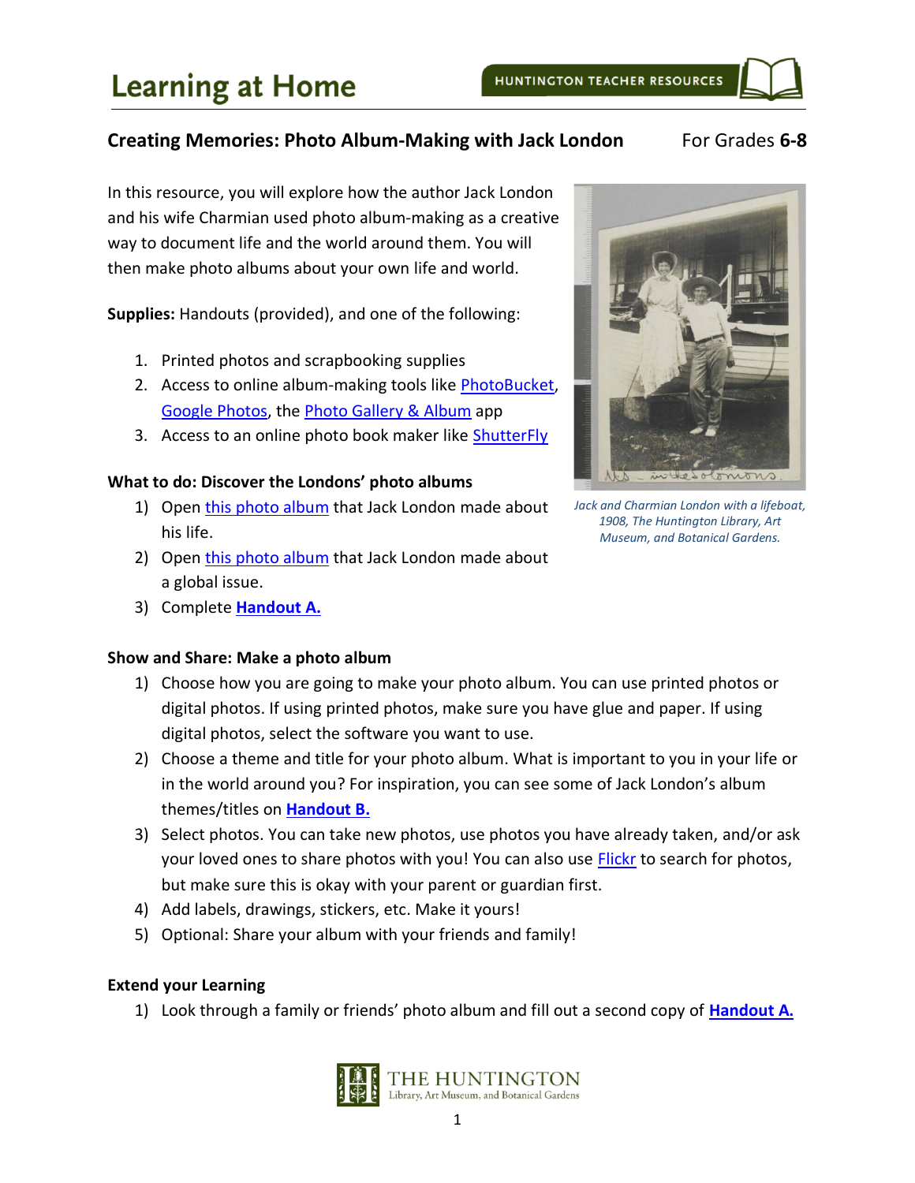# Learning at Home

HUNTINGTON TEACHER RESOURCES

## Creating Memories: Photo Album-Making with Jack London

For Grades **6-8**

In this resource, you will explore how the author Jack London and his wife Charmian used photo album-making as a creative way to document life and the world around them. You will then make photo albums about your own life and world.

**Supplies:** Handouts (provided), and one of the following:

1. Printed photos and scrapbooking supplies
2. Access to online album-making tools like PhotoBucket, Google Photos, the Photo Gallery & Album app
3. Access to an online photo book maker like ShutterFly

*Jack and Charmian London with a lifeboat, 1908, The Huntington Library, Art Museum, and Botanical Gardens.*

### What to do: Discover the Londons' photo albums

1) Open this photo album that Jack London made about his life.
2) Open this photo album that Jack London made about a global issue.
3) Complete **Handout A.**

### Show and Share: Make a photo album

1) Choose how you are going to make your photo album. You can use printed photos or digital photos. If using printed photos, make sure you have glue and paper. If using digital photos, select the software you want to use.
2) Choose a theme and title for your photo album. What is important to you in your life or in the world around you? For inspiration, you can see some of Jack London's album themes/titles on **Handout B.**
3) Select photos. You can take new photos, use photos you have already taken, and/or ask your loved ones to share photos with you! You can also use Flickr to search for photos, but make sure this is okay with your parent or guardian first.
4) Add labels, drawings, stickers, etc. Make it yours!
5) Optional: Share your album with your friends and family!

### Extend your Learning

1) Look through a family or friends' photo album and fill out a second copy of **Handout A.**

THE HUNTINGTON
Library, Art Museum, and Botanical Gardens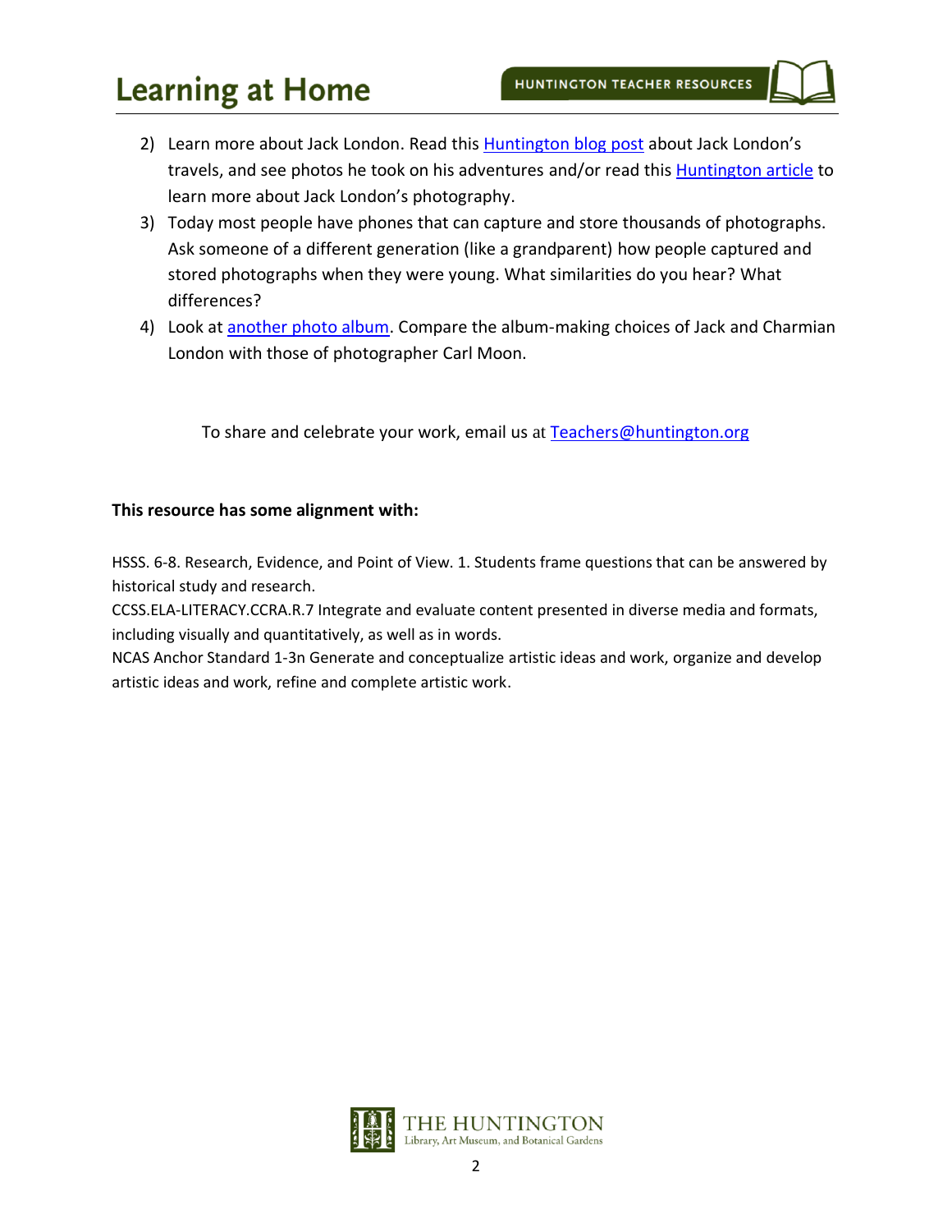2) Learn more about Jack London. Read this Huntington blog post about Jack London's travels, and see photos he took on his adventures and/or read this Huntington article to learn more about Jack London's photography.
3) Today most people have phones that can capture and store thousands of photographs. Ask someone of a different generation (like a grandparent) how people captured and stored photographs when they were young. What similarities do you hear? What differences?
4) Look at another photo album. Compare the album-making choices of Jack and Charmian London with those of photographer Carl Moon.

To share and celebrate your work, email us at Teachers@huntington.org

**This resource has some alignment with:**

HSSS. 6-8. Research, Evidence, and Point of View. 1. Students frame questions that can be answered by historical study and research.
CCSS.ELA-LITERACY.CCRA.R.7 Integrate and evaluate content presented in diverse media and formats, including visually and quantitatively, as well as in words.
NCAS Anchor Standard 1-3n Generate and conceptualize artistic ideas and work, organize and develop artistic ideas and work, refine and complete artistic work.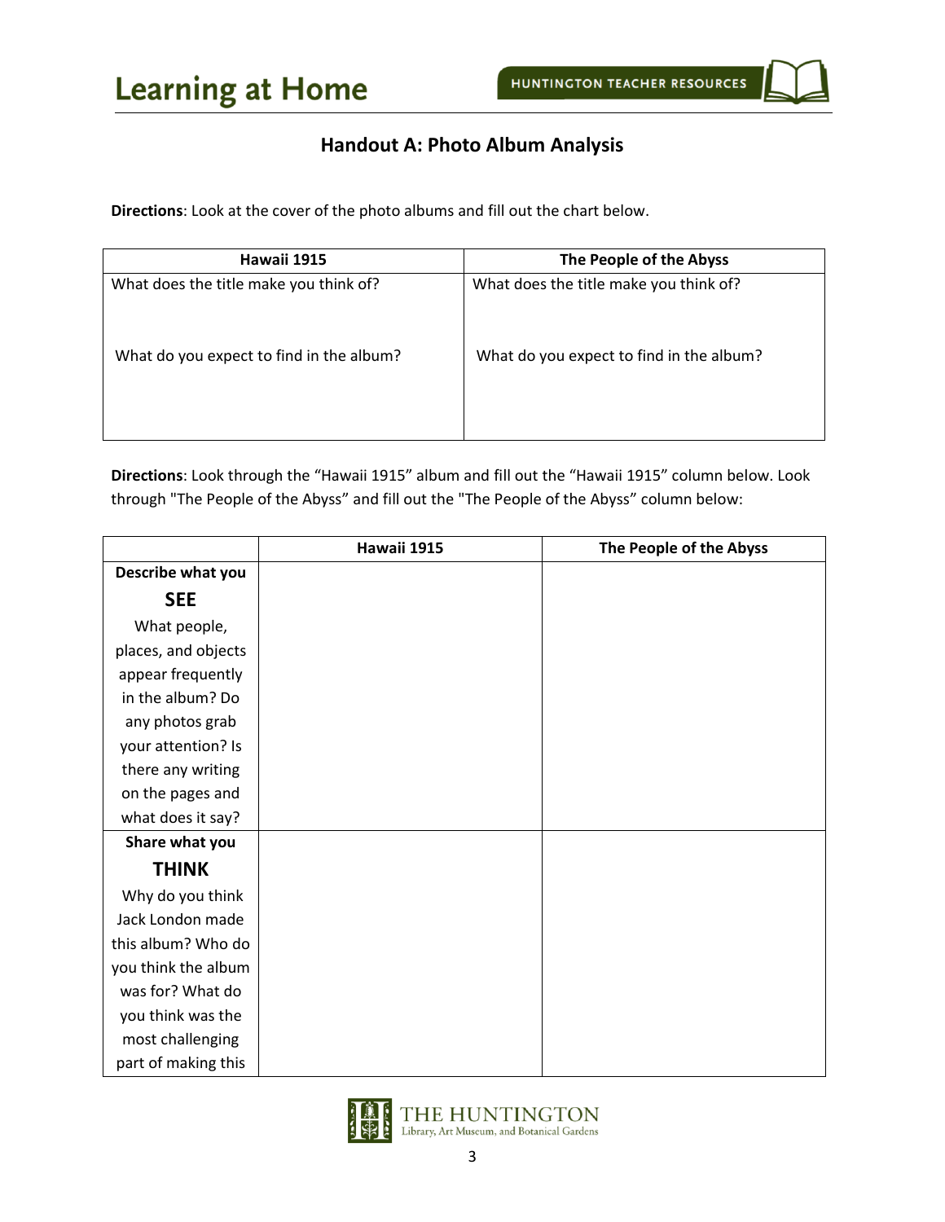## Handout A: Photo Album Analysis

**Directions**: Look at the cover of the photo albums and fill out the chart below.

| Hawaii 1915 | The People of the Abyss |
|---|---|
| What does the title make you think of?<br><br>What do you expect to find in the album? | What does the title make you think of?<br><br>What do you expect to find in the album? |

**Directions**: Look through the "Hawaii 1915" album and fill out the "Hawaii 1915" column below. Look through "The People of the Abyss" and fill out the "The People of the Abyss" column below:

| | Hawaii 1915 | The People of the Abyss |
|---|---|---|
| **Describe what you SEE**<br>What people, places, and objects appear frequently in the album? Do any photos grab your attention? Is there any writing on the pages and what does it say? | | |
| **Share what you THINK**<br>Why do you think Jack London made this album? Who do you think the album was for? What do you think was the most challenging part of making this | | |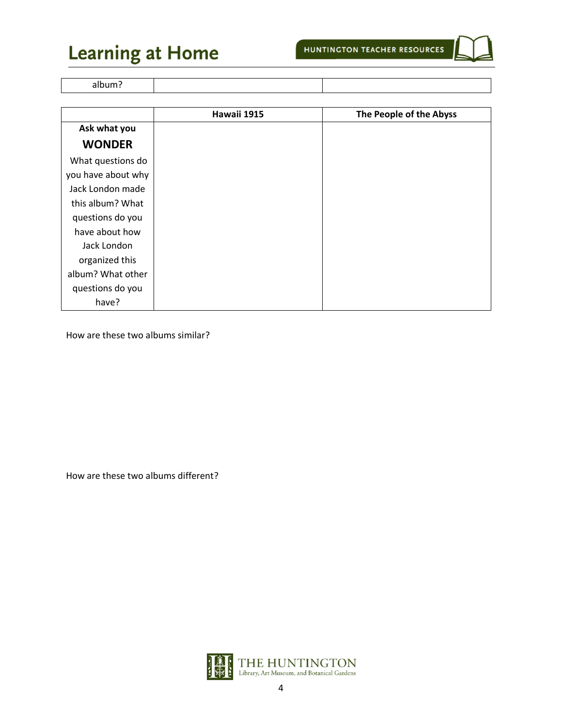| album? | | |
|---|---|---|

| | Hawaii 1915 | The People of the Abyss |
|---|---|---|
| **Ask what you WONDER** What questions do you have about why Jack London made this album? What questions do you have about how Jack London organized this album? What other questions do you have? | | |

How are these two albums similar?

How are these two albums different?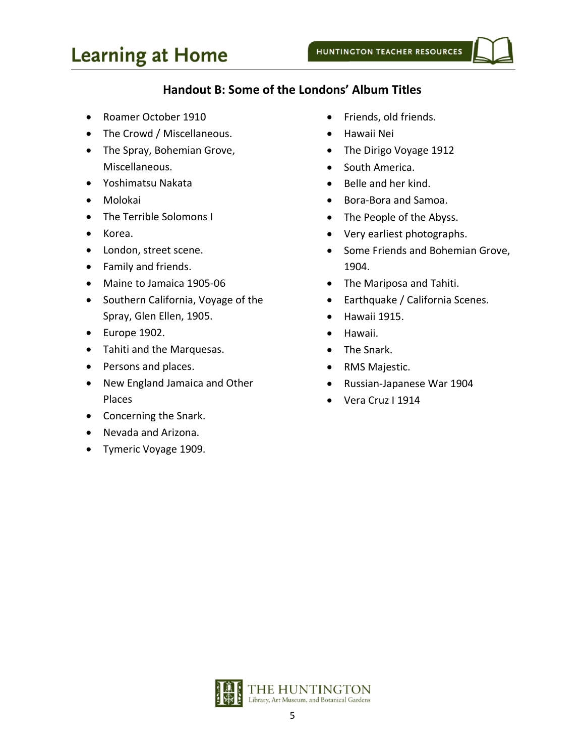## Handout B: Some of the Londons' Album Titles

- Roamer October 1910
- The Crowd / Miscellaneous.
- The Spray, Bohemian Grove, Miscellaneous.
- Yoshimatsu Nakata
- Molokai
- The Terrible Solomons I
- Korea.
- London, street scene.
- Family and friends.
- Maine to Jamaica 1905-06
- Southern California, Voyage of the Spray, Glen Ellen, 1905.
- Europe 1902.
- Tahiti and the Marquesas.
- Persons and places.
- New England Jamaica and Other Places
- Concerning the Snark.
- Nevada and Arizona.
- Tymeric Voyage 1909.
- Friends, old friends.
- Hawaii Nei
- The Dirigo Voyage 1912
- South America.
- Belle and her kind.
- Bora-Bora and Samoa.
- The People of the Abyss.
- Very earliest photographs.
- Some Friends and Bohemian Grove, 1904.
- The Mariposa and Tahiti.
- Earthquake / California Scenes.
- Hawaii 1915.
- Hawaii.
- The Snark.
- RMS Majestic.
- Russian-Japanese War 1904
- Vera Cruz I 1914